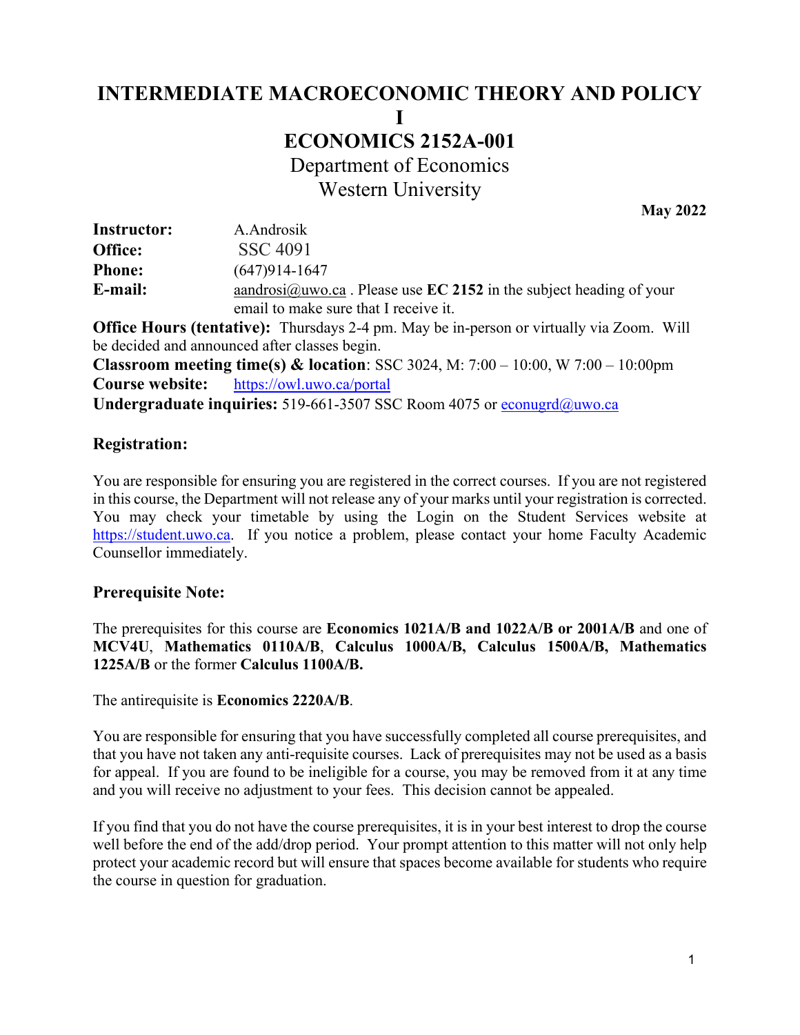# INTERMEDIATE MACROECONOMIC THEORY AND POLICY I

# ECONOMICS 2152A-001

## Department of Economics
## Western University

**May 2022**

**Instructor:** A.Androsik
**Office:** SSC 4091
**Phone:** (647)914-1647
**E-mail:** aandrosi@uwo.ca . Please use **EC 2152** in the subject heading of your email to make sure that I receive it.

**Office Hours (tentative):** Thursdays 2-4 pm. May be in-person or virtually via Zoom. Will be decided and announced after classes begin.
**Classroom meeting time(s) & location**: SSC 3024, M: 7:00 – 10:00, W 7:00 – 10:00pm
**Course website:** https://owl.uwo.ca/portal
**Undergraduate inquiries:** 519-661-3507 SSC Room 4075 or econugrd@uwo.ca

### Registration:

You are responsible for ensuring you are registered in the correct courses. If you are not registered in this course, the Department will not release any of your marks until your registration is corrected. You may check your timetable by using the Login on the Student Services website at https://student.uwo.ca. If you notice a problem, please contact your home Faculty Academic Counsellor immediately.

### Prerequisite Note:

The prerequisites for this course are **Economics 1021A/B and 1022A/B or 2001A/B** and one of **MCV4U**, **Mathematics 0110A/B**, **Calculus 1000A/B, Calculus 1500A/B, Mathematics 1225A/B** or the former **Calculus 1100A/B.**

The antirequisite is **Economics 2220A/B**.

You are responsible for ensuring that you have successfully completed all course prerequisites, and that you have not taken any anti-requisite courses. Lack of prerequisites may not be used as a basis for appeal. If you are found to be ineligible for a course, you may be removed from it at any time and you will receive no adjustment to your fees. This decision cannot be appealed.

If you find that you do not have the course prerequisites, it is in your best interest to drop the course well before the end of the add/drop period. Your prompt attention to this matter will not only help protect your academic record but will ensure that spaces become available for students who require the course in question for graduation.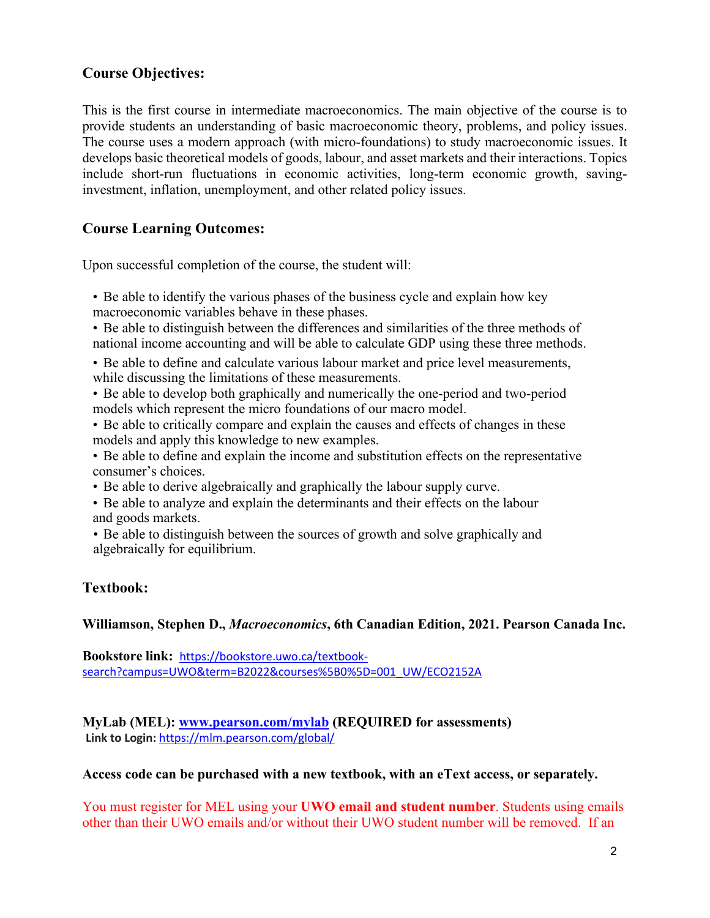## Course Objectives:

This is the first course in intermediate macroeconomics. The main objective of the course is to provide students an understanding of basic macroeconomic theory, problems, and policy issues. The course uses a modern approach (with micro-foundations) to study macroeconomic issues. It develops basic theoretical models of goods, labour, and asset markets and their interactions. Topics include short-run fluctuations in economic activities, long-term economic growth, saving-investment, inflation, unemployment, and other related policy issues.

## Course Learning Outcomes:

Upon successful completion of the course, the student will:

- Be able to identify the various phases of the business cycle and explain how key macroeconomic variables behave in these phases.
- Be able to distinguish between the differences and similarities of the three methods of national income accounting and will be able to calculate GDP using these three methods.
- Be able to define and calculate various labour market and price level measurements, while discussing the limitations of these measurements.
- Be able to develop both graphically and numerically the one-period and two-period models which represent the micro foundations of our macro model.
- Be able to critically compare and explain the causes and effects of changes in these models and apply this knowledge to new examples.
- Be able to define and explain the income and substitution effects on the representative consumer's choices.
- Be able to derive algebraically and graphically the labour supply curve.
- Be able to analyze and explain the determinants and their effects on the labour and goods markets.
- Be able to distinguish between the sources of growth and solve graphically and algebraically for equilibrium.

## Textbook:

**Williamson, Stephen D., *Macroeconomics*, 6th Canadian Edition, 2021. Pearson Canada Inc.**

**Bookstore link:** https://bookstore.uwo.ca/textbook-search?campus=UWO&term=B2022&courses%5B0%5D=001_UW/ECO2152A

**MyLab (MEL): www.pearson.com/mylab (REQUIRED for assessments)**
**Link to Login:** https://mlm.pearson.com/global/

**Access code can be purchased with a new textbook, with an eText access, or separately.**

You must register for MEL using your **UWO email and student number**. Students using emails other than their UWO emails and/or without their UWO student number will be removed. If an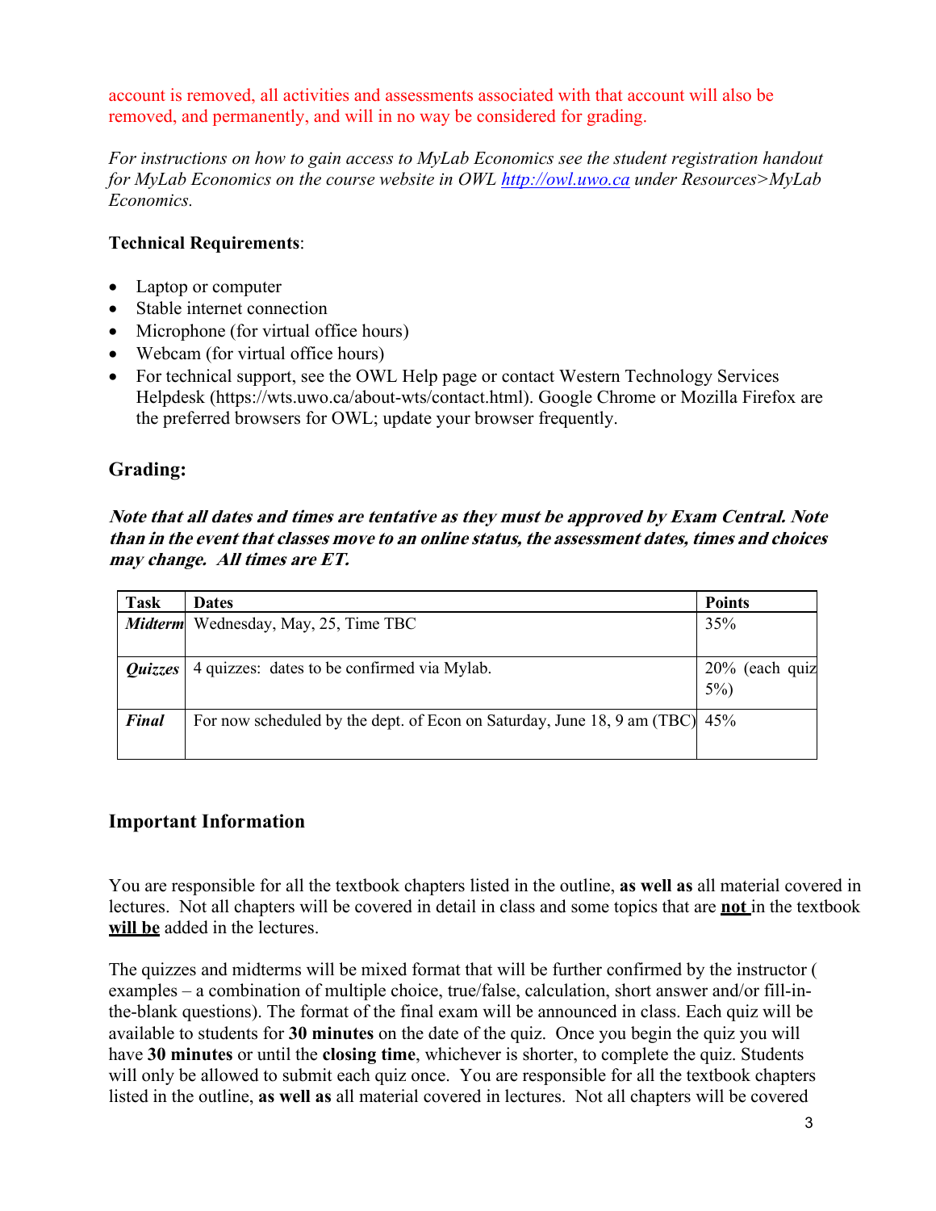account is removed, all activities and assessments associated with that account will also be removed, and permanently, and will in no way be considered for grading.

*For instructions on how to gain access to MyLab Economics see the student registration handout for MyLab Economics on the course website in OWL [http://owl.uwo.ca](http://owl.uwo.ca) under Resources>MyLab Economics.*

**Technical Requirements**:

- Laptop or computer
- Stable internet connection
- Microphone (for virtual office hours)
- Webcam (for virtual office hours)
- For technical support, see the OWL Help page or contact Western Technology Services Helpdesk (https://wts.uwo.ca/about-wts/contact.html). Google Chrome or Mozilla Firefox are the preferred browsers for OWL; update your browser frequently.

## Grading:

***Note that all dates and times are tentative as they must be approved by Exam Central. Note than in the event that classes move to an online status, the assessment dates, times and choices may change. All times are ET.***

| Task | Dates | Points |
|---|---|---|
| ***Midterm*** | Wednesday, May, 25, Time TBC | 35% |
| ***Quizzes*** | 4 quizzes: dates to be confirmed via Mylab. | 20% (each quiz 5%) |
| ***Final*** | For now scheduled by the dept. of Econ on Saturday, June 18, 9 am (TBC) | 45% |

## Important Information

You are responsible for all the textbook chapters listed in the outline, **as well as** all material covered in lectures. Not all chapters will be covered in detail in class and some topics that are **not** in the textbook **will be** added in the lectures.

The quizzes and midterms will be mixed format that will be further confirmed by the instructor ( examples – a combination of multiple choice, true/false, calculation, short answer and/or fill-in-the-blank questions). The format of the final exam will be announced in class. Each quiz will be available to students for **30 minutes** on the date of the quiz. Once you begin the quiz you will have **30 minutes** or until the **closing time**, whichever is shorter, to complete the quiz. Students will only be allowed to submit each quiz once. You are responsible for all the textbook chapters listed in the outline, **as well as** all material covered in lectures. Not all chapters will be covered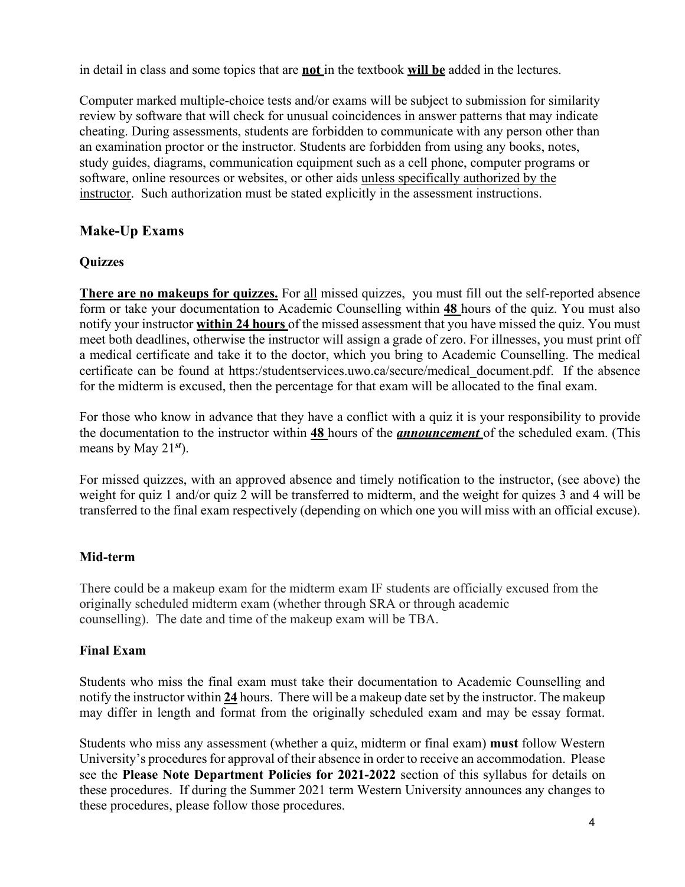in detail in class and some topics that are **not** in the textbook **will be** added in the lectures.

Computer marked multiple-choice tests and/or exams will be subject to submission for similarity review by software that will check for unusual coincidences in answer patterns that may indicate cheating. During assessments, students are forbidden to communicate with any person other than an examination proctor or the instructor. Students are forbidden from using any books, notes, study guides, diagrams, communication equipment such as a cell phone, computer programs or software, online resources or websites, or other aids unless specifically authorized by the instructor. Such authorization must be stated explicitly in the assessment instructions.

## Make-Up Exams

### Quizzes

**There are no makeups for quizzes.** For all missed quizzes, you must fill out the self-reported absence form or take your documentation to Academic Counselling within **48** hours of the quiz. You must also notify your instructor **within 24 hours** of the missed assessment that you have missed the quiz. You must meet both deadlines, otherwise the instructor will assign a grade of zero. For illnesses, you must print off a medical certificate and take it to the doctor, which you bring to Academic Counselling. The medical certificate can be found at https:/studentservices.uwo.ca/secure/medical_document.pdf. If the absence for the midterm is excused, then the percentage for that exam will be allocated to the final exam.

For those who know in advance that they have a conflict with a quiz it is your responsibility to provide the documentation to the instructor within **48** hours of the ***announcement*** of the scheduled exam. (This means by May 21*st*).

For missed quizzes, with an approved absence and timely notification to the instructor, (see above) the weight for quiz 1 and/or quiz 2 will be transferred to midterm, and the weight for quizes 3 and 4 will be transferred to the final exam respectively (depending on which one you will miss with an official excuse).

### Mid-term

There could be a makeup exam for the midterm exam IF students are officially excused from the originally scheduled midterm exam (whether through SRA or through academic counselling). The date and time of the makeup exam will be TBA.

### Final Exam

Students who miss the final exam must take their documentation to Academic Counselling and notify the instructor within **24** hours. There will be a makeup date set by the instructor. The makeup may differ in length and format from the originally scheduled exam and may be essay format.

Students who miss any assessment (whether a quiz, midterm or final exam) **must** follow Western University's procedures for approval of their absence in order to receive an accommodation. Please see the **Please Note Department Policies for 2021-2022** section of this syllabus for details on these procedures. If during the Summer 2021 term Western University announces any changes to these procedures, please follow those procedures.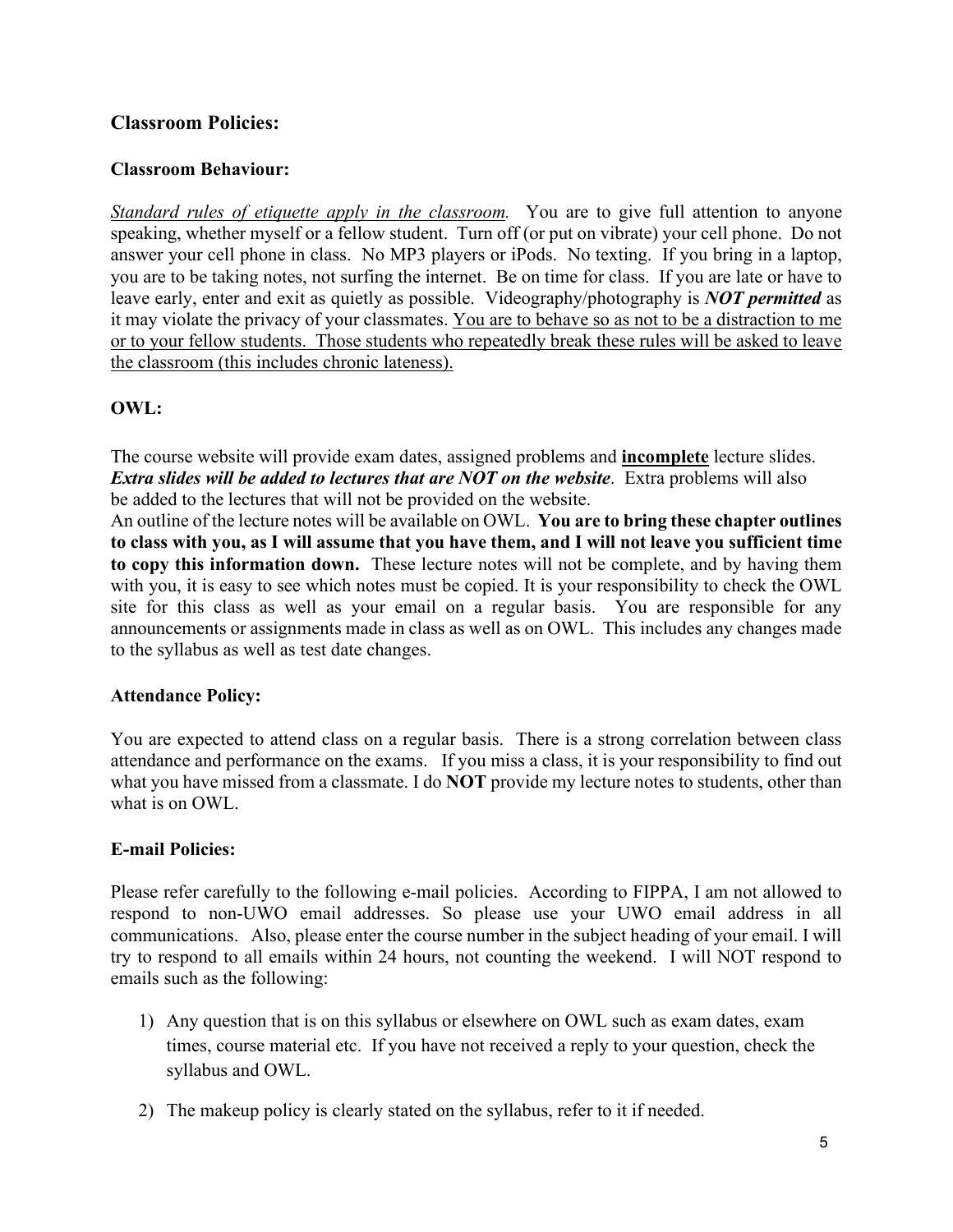## Classroom Policies:

### Classroom Behaviour:

<u>*Standard rules of etiquette apply in the classroom.*</u> You are to give full attention to anyone speaking, whether myself or a fellow student. Turn off (or put on vibrate) your cell phone. Do not answer your cell phone in class. No MP3 players or iPods. No texting. If you bring in a laptop, you are to be taking notes, not surfing the internet. Be on time for class. If you are late or have to leave early, enter and exit as quietly as possible. Videography/photography is ***NOT permitted*** as it may violate the privacy of your classmates. <u>You are to behave so as not to be a distraction to me or to your fellow students. Those students who repeatedly break these rules will be asked to leave the classroom (this includes chronic lateness).</u>

### OWL:

The course website will provide exam dates, assigned problems and <u>**incomplete**</u> lecture slides. ***Extra slides will be added to lectures that are NOT on the website***. Extra problems will also be added to the lectures that will not be provided on the website.

An outline of the lecture notes will be available on OWL. **You are to bring these chapter outlines to class with you, as I will assume that you have them, and I will not leave you sufficient time to copy this information down.** These lecture notes will not be complete, and by having them with you, it is easy to see which notes must be copied. It is your responsibility to check the OWL site for this class as well as your email on a regular basis. You are responsible for any announcements or assignments made in class as well as on OWL. This includes any changes made to the syllabus as well as test date changes.

### Attendance Policy:

You are expected to attend class on a regular basis. There is a strong correlation between class attendance and performance on the exams. If you miss a class, it is your responsibility to find out what you have missed from a classmate. I do **NOT** provide my lecture notes to students, other than what is on OWL.

### E-mail Policies:

Please refer carefully to the following e-mail policies. According to FIPPA, I am not allowed to respond to non-UWO email addresses. So please use your UWO email address in all communications. Also, please enter the course number in the subject heading of your email. I will try to respond to all emails within 24 hours, not counting the weekend. I will NOT respond to emails such as the following:

1) Any question that is on this syllabus or elsewhere on OWL such as exam dates, exam times, course material etc. If you have not received a reply to your question, check the syllabus and OWL.

2) The makeup policy is clearly stated on the syllabus, refer to it if needed.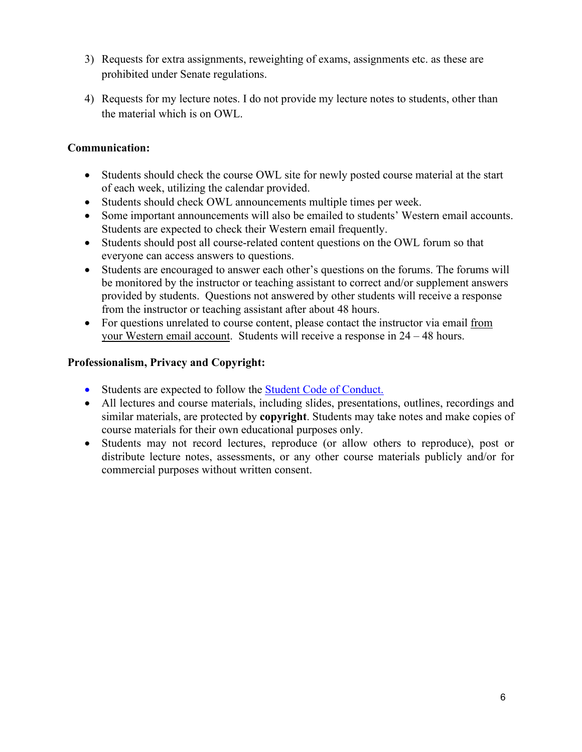3) Requests for extra assignments, reweighting of exams, assignments etc. as these are prohibited under Senate regulations.

4) Requests for my lecture notes. I do not provide my lecture notes to students, other than the material which is on OWL.

**Communication:**

- Students should check the course OWL site for newly posted course material at the start of each week, utilizing the calendar provided.
- Students should check OWL announcements multiple times per week.
- Some important announcements will also be emailed to students' Western email accounts. Students are expected to check their Western email frequently.
- Students should post all course-related content questions on the OWL forum so that everyone can access answers to questions.
- Students are encouraged to answer each other's questions on the forums. The forums will be monitored by the instructor or teaching assistant to correct and/or supplement answers provided by students. Questions not answered by other students will receive a response from the instructor or teaching assistant after about 48 hours.
- For questions unrelated to course content, please contact the instructor via email from your Western email account. Students will receive a response in 24 – 48 hours.

**Professionalism, Privacy and Copyright:**

- Students are expected to follow the Student Code of Conduct.
- All lectures and course materials, including slides, presentations, outlines, recordings and similar materials, are protected by **copyright**. Students may take notes and make copies of course materials for their own educational purposes only.
- Students may not record lectures, reproduce (or allow others to reproduce), post or distribute lecture notes, assessments, or any other course materials publicly and/or for commercial purposes without written consent.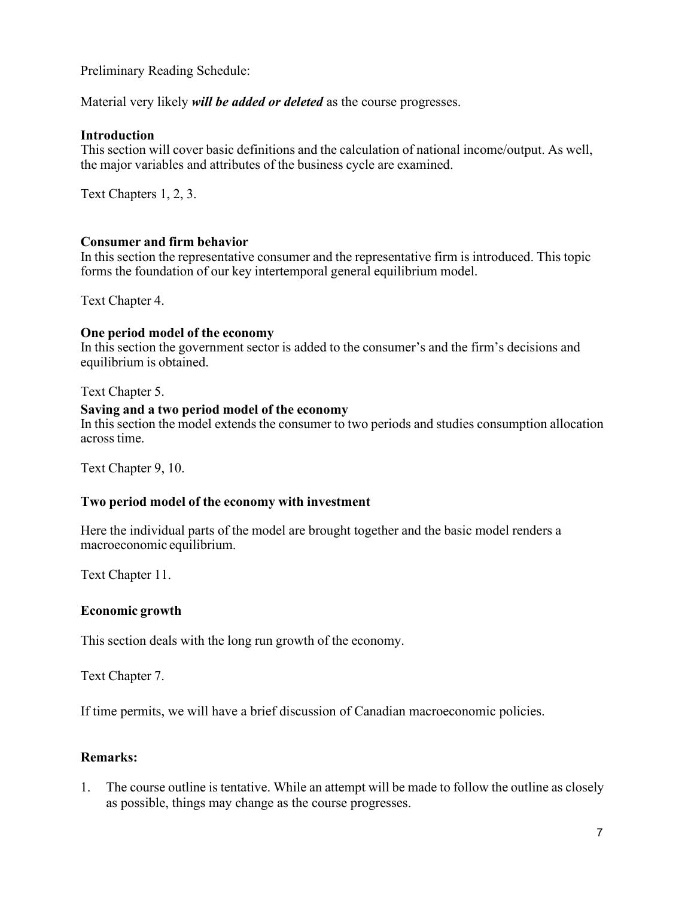Preliminary Reading Schedule:

Material very likely ***will be added or deleted*** as the course progresses.

**Introduction**
This section will cover basic definitions and the calculation of national income/output. As well, the major variables and attributes of the business cycle are examined.

Text Chapters 1, 2, 3.

**Consumer and firm behavior**
In this section the representative consumer and the representative firm is introduced. This topic forms the foundation of our key intertemporal general equilibrium model.

Text Chapter 4.

**One period model of the economy**
In this section the government sector is added to the consumer's and the firm's decisions and equilibrium is obtained.

Text Chapter 5.

**Saving and a two period model of the economy**
In this section the model extends the consumer to two periods and studies consumption allocation across time.

Text Chapter 9, 10.

**Two period model of the economy with investment**

Here the individual parts of the model are brought together and the basic model renders a macroeconomic equilibrium.

Text Chapter 11.

**Economic growth**

This section deals with the long run growth of the economy.

Text Chapter 7.

If time permits, we will have a brief discussion of Canadian macroeconomic policies.

**Remarks:**

1. The course outline is tentative. While an attempt will be made to follow the outline as closely as possible, things may change as the course progresses.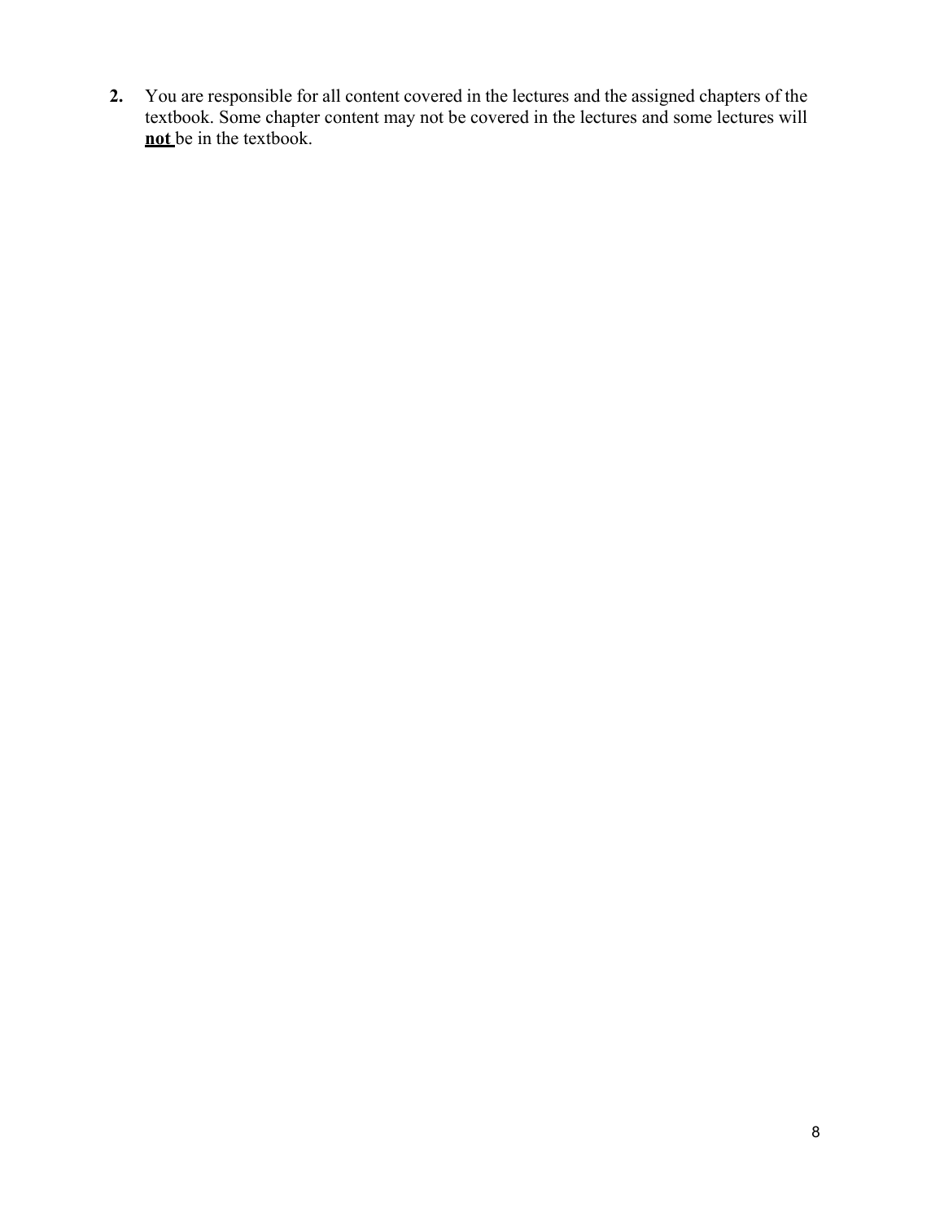2. You are responsible for all content covered in the lectures and the assigned chapters of the textbook. Some chapter content may not be covered in the lectures and some lectures will **not** be in the textbook.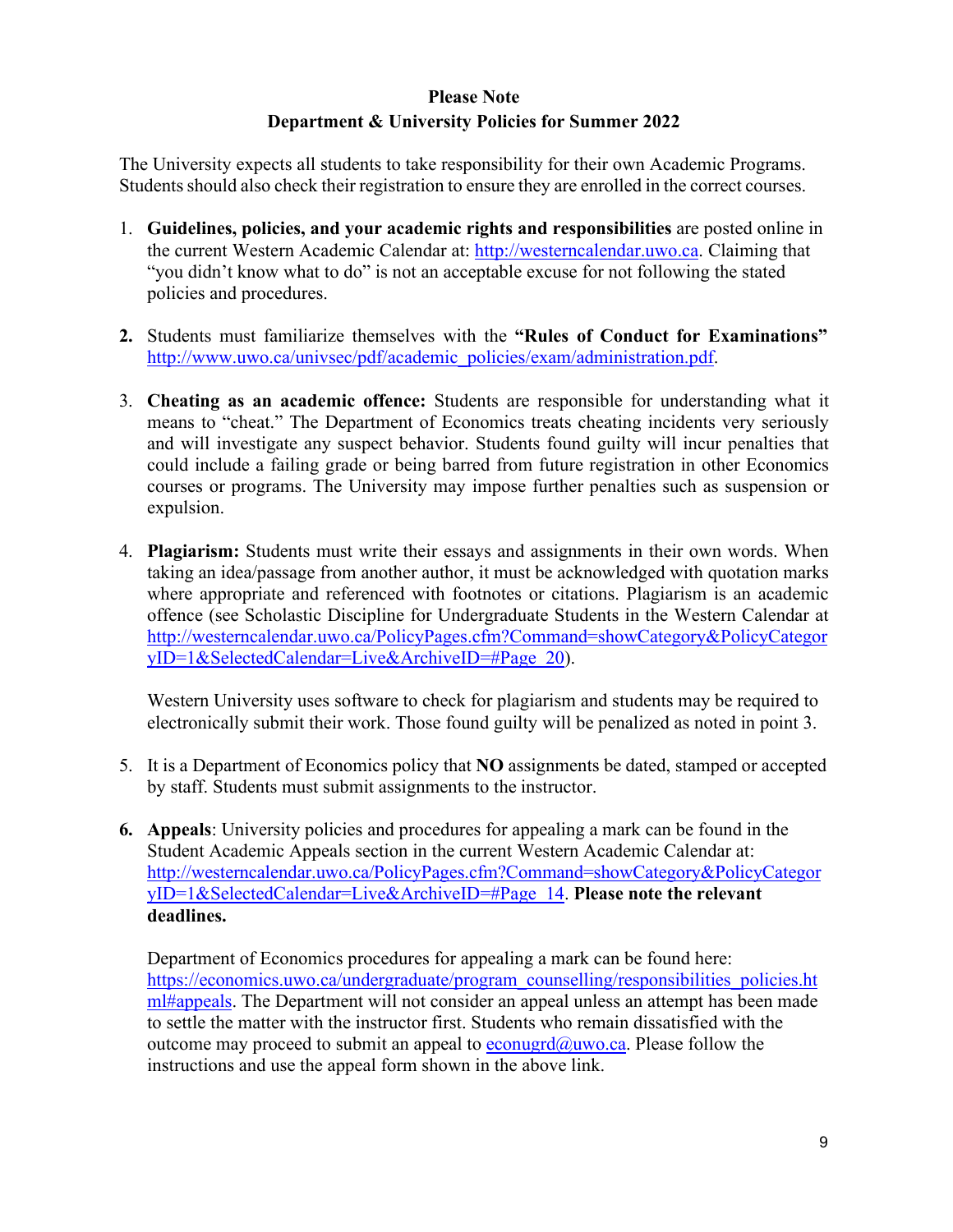**Please Note**
**Department & University Policies for Summer 2022**

The University expects all students to take responsibility for their own Academic Programs. Students should also check their registration to ensure they are enrolled in the correct courses.

1. **Guidelines, policies, and your academic rights and responsibilities** are posted online in the current Western Academic Calendar at: http://westerncalendar.uwo.ca. Claiming that "you didn't know what to do" is not an acceptable excuse for not following the stated policies and procedures.

2. Students must familiarize themselves with the **"Rules of Conduct for Examinations"** http://www.uwo.ca/univsec/pdf/academic_policies/exam/administration.pdf.

3. **Cheating as an academic offence:** Students are responsible for understanding what it means to "cheat." The Department of Economics treats cheating incidents very seriously and will investigate any suspect behavior. Students found guilty will incur penalties that could include a failing grade or being barred from future registration in other Economics courses or programs. The University may impose further penalties such as suspension or expulsion.

4. **Plagiarism:** Students must write their essays and assignments in their own words. When taking an idea/passage from another author, it must be acknowledged with quotation marks where appropriate and referenced with footnotes or citations. Plagiarism is an academic offence (see Scholastic Discipline for Undergraduate Students in the Western Calendar at http://westerncalendar.uwo.ca/PolicyPages.cfm?Command=showCategory&PolicyCategoryID=1&SelectedCalendar=Live&ArchiveID=#Page_20).

   Western University uses software to check for plagiarism and students may be required to electronically submit their work. Those found guilty will be penalized as noted in point 3.

5. It is a Department of Economics policy that **NO** assignments be dated, stamped or accepted by staff. Students must submit assignments to the instructor.

6. **Appeals**: University policies and procedures for appealing a mark can be found in the Student Academic Appeals section in the current Western Academic Calendar at: http://westerncalendar.uwo.ca/PolicyPages.cfm?Command=showCategory&PolicyCategoryID=1&SelectedCalendar=Live&ArchiveID=#Page_14. **Please note the relevant deadlines.**

   Department of Economics procedures for appealing a mark can be found here: https://economics.uwo.ca/undergraduate/program_counselling/responsibilities_policies.html#appeals. The Department will not consider an appeal unless an attempt has been made to settle the matter with the instructor first. Students who remain dissatisfied with the outcome may proceed to submit an appeal to econugrd@uwo.ca. Please follow the instructions and use the appeal form shown in the above link.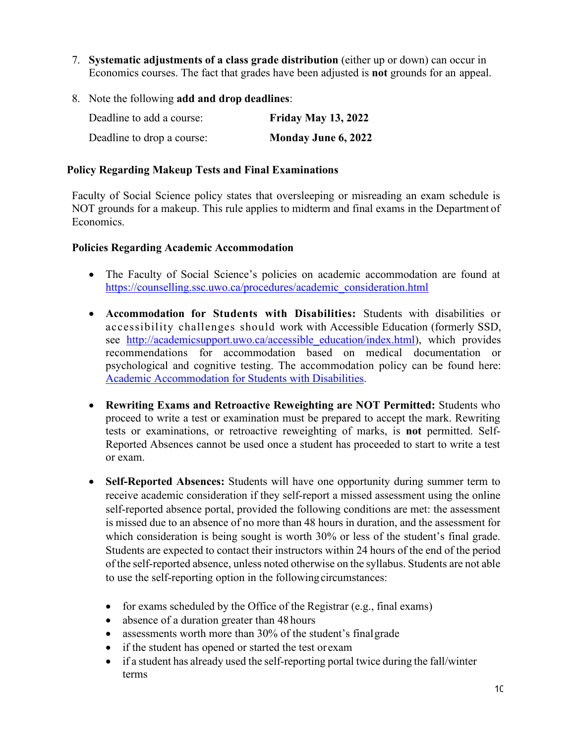7. **Systematic adjustments of a class grade distribution** (either up or down) can occur in Economics courses. The fact that grades have been adjusted is **not** grounds for an appeal.

8. Note the following **add and drop deadlines**:

   | Deadline to add a course: | **Friday May 13, 2022** |
   | --- | --- |
   | Deadline to drop a course: | **Monday June 6, 2022** |

### Policy Regarding Makeup Tests and Final Examinations

Faculty of Social Science policy states that oversleeping or misreading an exam schedule is NOT grounds for a makeup. This rule applies to midterm and final exams in the Department of Economics.

### Policies Regarding Academic Accommodation

- The Faculty of Social Science's policies on academic accommodation are found at https://counselling.ssc.uwo.ca/procedures/academic_consideration.html

- **Accommodation for Students with Disabilities:** Students with disabilities or accessibility challenges should work with Accessible Education (formerly SSD, see http://academicsupport.uwo.ca/accessible_education/index.html), which provides recommendations for accommodation based on medical documentation or psychological and cognitive testing. The accommodation policy can be found here: Academic Accommodation for Students with Disabilities.

- **Rewriting Exams and Retroactive Reweighting are NOT Permitted:** Students who proceed to write a test or examination must be prepared to accept the mark. Rewriting tests or examinations, or retroactive reweighting of marks, is **not** permitted. Self-Reported Absences cannot be used once a student has proceeded to start to write a test or exam.

- **Self-Reported Absences:** Students will have one opportunity during summer term to receive academic consideration if they self-report a missed assessment using the online self-reported absence portal, provided the following conditions are met: the assessment is missed due to an absence of no more than 48 hours in duration, and the assessment for which consideration is being sought is worth 30% or less of the student's final grade. Students are expected to contact their instructors within 24 hours of the end of the period of the self-reported absence, unless noted otherwise on the syllabus. Students are not able to use the self-reporting option in the following circumstances:

  - for exams scheduled by the Office of the Registrar (e.g., final exams)
  - absence of a duration greater than 48 hours
  - assessments worth more than 30% of the student's final grade
  - if the student has opened or started the test or exam
  - if a student has already used the self-reporting portal twice during the fall/winter terms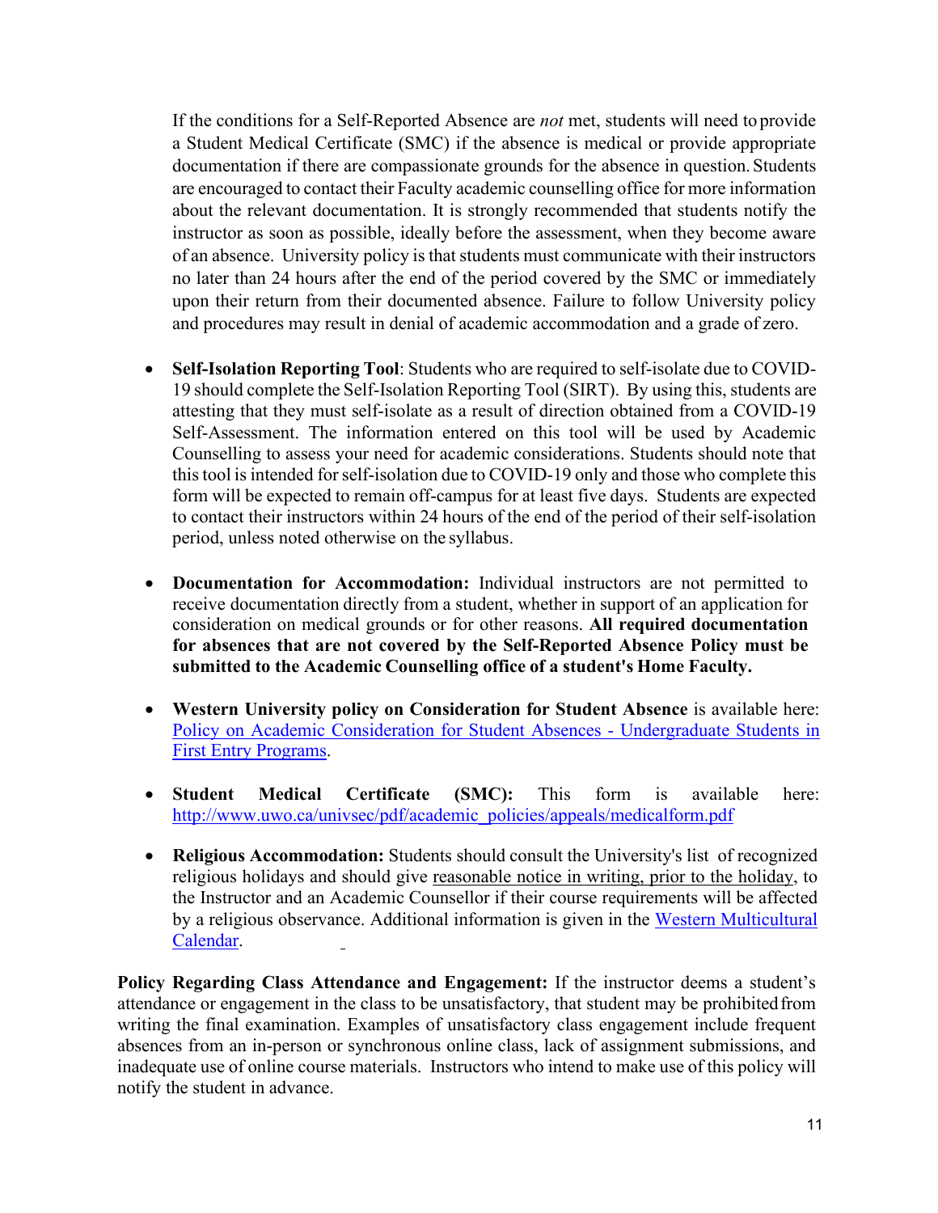If the conditions for a Self-Reported Absence are *not* met, students will need to provide a Student Medical Certificate (SMC) if the absence is medical or provide appropriate documentation if there are compassionate grounds for the absence in question. Students are encouraged to contact their Faculty academic counselling office for more information about the relevant documentation. It is strongly recommended that students notify the instructor as soon as possible, ideally before the assessment, when they become aware of an absence. University policy is that students must communicate with their instructors no later than 24 hours after the end of the period covered by the SMC or immediately upon their return from their documented absence. Failure to follow University policy and procedures may result in denial of academic accommodation and a grade of zero.

- **Self-Isolation Reporting Tool**: Students who are required to self-isolate due to COVID-19 should complete the Self-Isolation Reporting Tool (SIRT). By using this, students are attesting that they must self-isolate as a result of direction obtained from a COVID-19 Self-Assessment. The information entered on this tool will be used by Academic Counselling to assess your need for academic considerations. Students should note that this tool is intended for self-isolation due to COVID-19 only and those who complete this form will be expected to remain off-campus for at least five days. Students are expected to contact their instructors within 24 hours of the end of the period of their self-isolation period, unless noted otherwise on the syllabus.

- **Documentation for Accommodation:** Individual instructors are not permitted to receive documentation directly from a student, whether in support of an application for consideration on medical grounds or for other reasons. **All required documentation for absences that are not covered by the Self-Reported Absence Policy must be submitted to the Academic Counselling office of a student's Home Faculty.**

- **Western University policy on Consideration for Student Absence** is available here: [Policy on Academic Consideration for Student Absences - Undergraduate Students in First Entry Programs]().

- **Student Medical Certificate (SMC):** This form is available here: [http://www.uwo.ca/univsec/pdf/academic_policies/appeals/medicalform.pdf](http://www.uwo.ca/univsec/pdf/academic_policies/appeals/medicalform.pdf)

- **Religious Accommodation:** Students should consult the University's list of recognized religious holidays and should give reasonable notice in writing, prior to the holiday, to the Instructor and an Academic Counsellor if their course requirements will be affected by a religious observance. Additional information is given in the [Western Multicultural Calendar]().

**Policy Regarding Class Attendance and Engagement:** If the instructor deems a student's attendance or engagement in the class to be unsatisfactory, that student may be prohibited from writing the final examination. Examples of unsatisfactory class engagement include frequent absences from an in-person or synchronous online class, lack of assignment submissions, and inadequate use of online course materials. Instructors who intend to make use of this policy will notify the student in advance.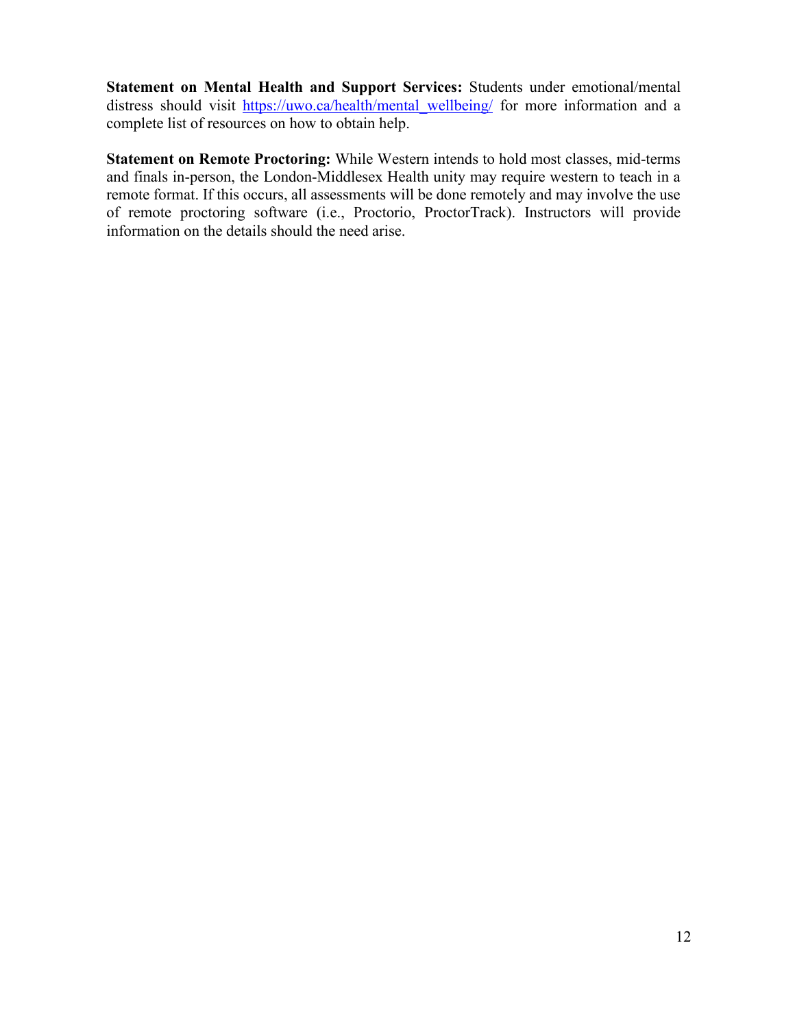**Statement on Mental Health and Support Services:** Students under emotional/mental distress should visit https://uwo.ca/health/mental_wellbeing/ for more information and a complete list of resources on how to obtain help.

**Statement on Remote Proctoring:** While Western intends to hold most classes, mid-terms and finals in-person, the London-Middlesex Health unity may require western to teach in a remote format. If this occurs, all assessments will be done remotely and may involve the use of remote proctoring software (i.e., Proctorio, ProctorTrack). Instructors will provide information on the details should the need arise.